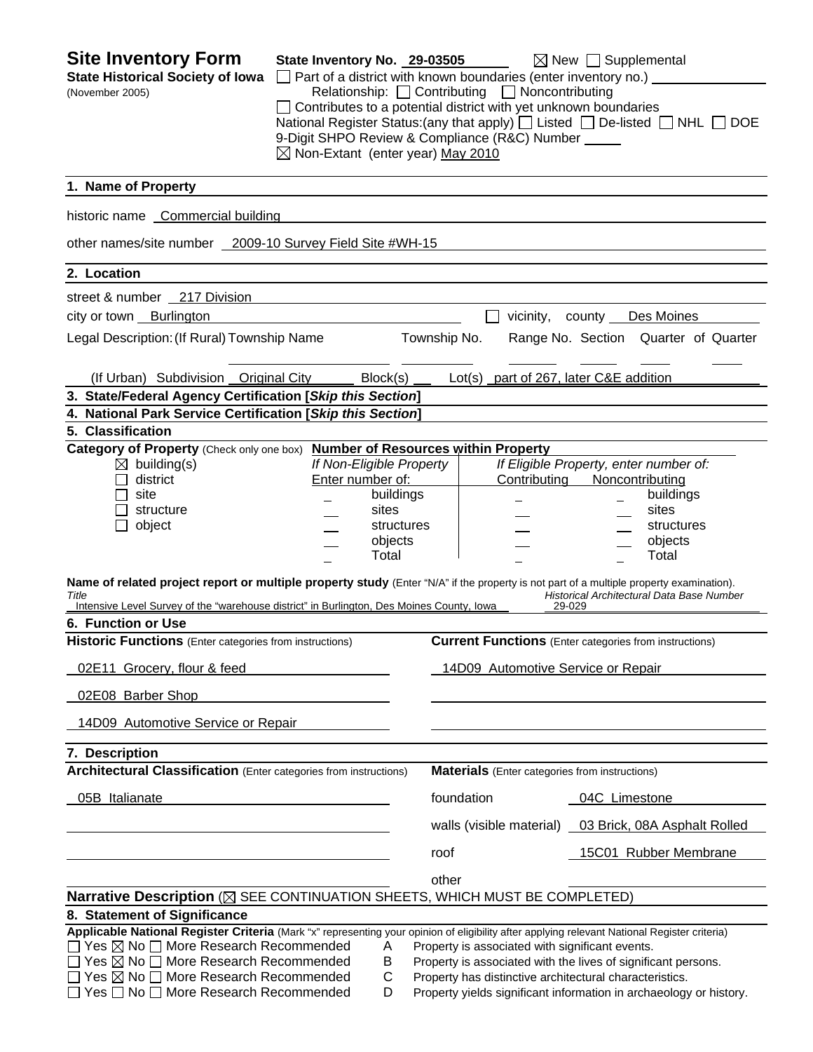# Site Inventory Form

**State Historical Society of Iowa**
(November 2005)

State Inventory No. 29-03505 ☒ New ☐ Supplemental
☐ Part of a district with known boundaries (enter inventory no.)
Relationship: ☐ Contributing ☐ Noncontributing
☐ Contributes to a potential district with yet unknown boundaries
National Register Status:(any that apply) ☐ Listed ☐ De-listed ☐ NHL ☐ DOE
9-Digit SHPO Review & Compliance (R&C) Number
☒ Non-Extant (enter year) May 2010

## 1. Name of Property

historic name Commercial building

other names/site number 2009-10 Survey Field Site #WH-15

## 2. Location

street & number 217 Division

city or town Burlington ☐ vicinity, county Des Moines

Legal Description: (If Rural) Township Name Township No. Range No. Section Quarter of Quarter

(If Urban) Subdivision Original City Block(s) Lot(s) part of 267, later C&E addition

## 3. State/Federal Agency Certification [*Skip this Section*]

## 4. National Park Service Certification [*Skip this Section*]

## 5. Classification

**Category of Property** (Check only one box)
☒ building(s)
☐ district
☐ site
☐ structure
☐ object

**Number of Resources within Property**

| If Non-Eligible Property Enter number of: | | If Eligible Property, enter number of: Contributing | Noncontributing | |
|---|---|---|---|---|
| | buildings | | | buildings |
| | sites | | | sites |
| | structures | | | structures |
| | objects | | | objects |
| | Total | | | Total |

**Name of related project report or multiple property study** (Enter "N/A" if the property is not part of a multiple property examination).

*Title*: Intensive Level Survey of the "warehouse district" in Burlington, Des Moines County, Iowa
*Historical Architectural Data Base Number*: 29-029

## 6. Function or Use

| **Historic Functions** (Enter categories from instructions) | **Current Functions** (Enter categories from instructions) |
|---|---|
| 02E11 Grocery, flour & feed | 14D09 Automotive Service or Repair |
| 02E08 Barber Shop | |
| 14D09 Automotive Service or Repair | |

## 7. Description

**Architectural Classification** (Enter categories from instructions)

05B Italianate

**Materials** (Enter categories from instructions)

| | |
|---|---|
| foundation | 04C Limestone |
| walls (visible material) | 03 Brick, 08A Asphalt Rolled |
| roof | 15C01 Rubber Membrane |
| other | |

**Narrative Description** (☒ SEE CONTINUATION SHEETS, WHICH MUST BE COMPLETED)

## 8. Statement of Significance

**Applicable National Register Criteria** (Mark "x" representing your opinion of eligibility after applying relevant National Register criteria)

☐ Yes ☒ No ☐ More Research Recommended A Property is associated with significant events.
☐ Yes ☒ No ☐ More Research Recommended B Property is associated with the lives of significant persons.
☐ Yes ☒ No ☐ More Research Recommended C Property has distinctive architectural characteristics.
☐ Yes ☐ No ☐ More Research Recommended D Property yields significant information in archaeology or history.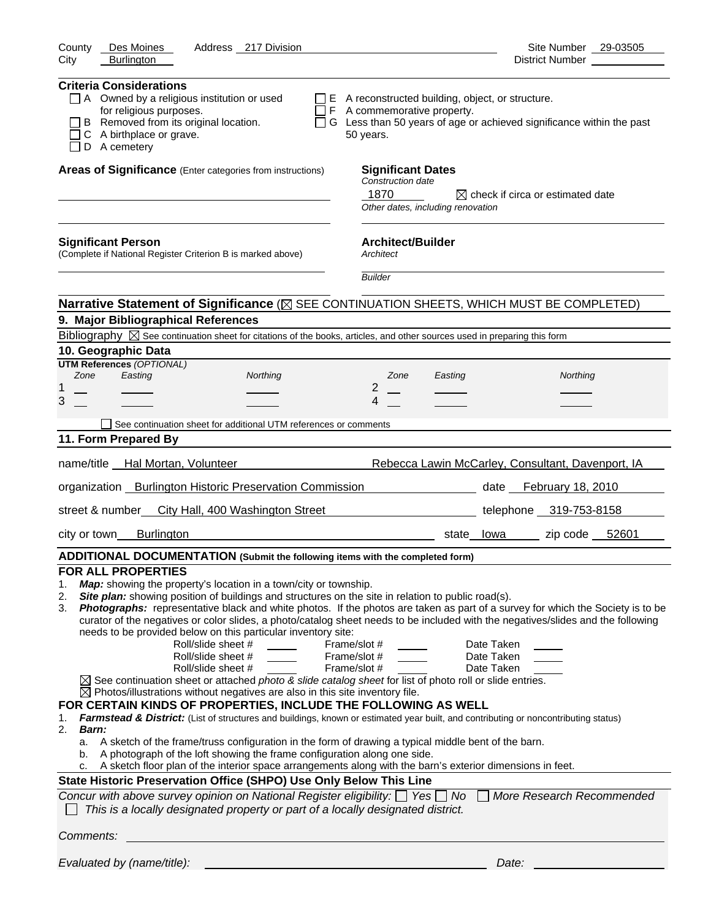County Des Moines Address 217 Division Site Number 29-03505
City Burlington District Number

**Criteria Considerations**

- ☐ A Owned by a religious institution or used for religious purposes.
- ☐ B Removed from its original location.
- ☐ C A birthplace or grave.
- ☐ D A cemetery
- ☐ E A reconstructed building, object, or structure.
- ☐ F A commemorative property.
- ☐ G Less than 50 years of age or achieved significance within the past 50 years.

**Areas of Significance** (Enter categories from instructions)

**Significant Dates**
*Construction date*
1870 ☒ check if circa or estimated date
*Other dates, including renovation*

**Significant Person**
(Complete if National Register Criterion B is marked above)

**Architect/Builder**
*Architect*

*Builder*

**Narrative Statement of Significance** (☒ SEE CONTINUATION SHEETS, WHICH MUST BE COMPLETED)

## 9. Major Bibliographical References

Bibliography ☒ See continuation sheet for citations of the books, articles, and other sources used in preparing this form

## 10. Geographic Data

**UTM References** *(OPTIONAL)*

| | Zone | Easting | Northing | | Zone | Easting | Northing |
|---|---|---|---|---|---|---|---|
| 1 | | | | 2 | | | |
| 3 | | | | 4 | | | |

☐ See continuation sheet for additional UTM references or comments

## 11. Form Prepared By

name/title Hal Mortan, Volunteer Rebecca Lawin McCarley, Consultant, Davenport, IA

organization Burlington Historic Preservation Commission date February 18, 2010

street & number City Hall, 400 Washington Street telephone 319-753-8158

city or town Burlington state Iowa zip code 52601

**ADDITIONAL DOCUMENTATION (Submit the following items with the completed form)**

**FOR ALL PROPERTIES**

1. ***Map:*** showing the property's location in a town/city or township.
2. ***Site plan:*** showing position of buildings and structures on the site in relation to public road(s).
3. ***Photographs:*** representative black and white photos. If the photos are taken as part of a survey for which the Society is to be curator of the negatives or color slides, a photo/catalog sheet needs to be included with the negatives/slides and the following needs to be provided below on this particular inventory site:

| Roll/slide sheet # | Frame/slot # | Date Taken |
|---|---|---|
| | | |
| | | |
| | | |

☒ See continuation sheet or attached *photo & slide catalog sheet* for list of photo roll or slide entries.
☒ Photos/illustrations without negatives are also in this site inventory file.

**FOR CERTAIN KINDS OF PROPERTIES, INCLUDE THE FOLLOWING AS WELL**

1. ***Farmstead & District:*** (List of structures and buildings, known or estimated year built, and contributing or noncontributing status)
2. ***Barn:***
   a. A sketch of the frame/truss configuration in the form of drawing a typical middle bent of the barn.
   b. A photograph of the loft showing the frame configuration along one side.
   c. A sketch floor plan of the interior space arrangements along with the barn's exterior dimensions in feet.

**State Historic Preservation Office (SHPO) Use Only Below This Line**

*Concur with above survey opinion on National Register eligibility:* ☐ *Yes* ☐ *No* ☐ *More Research Recommended*
☐ *This is a locally designated property or part of a locally designated district.*

*Comments:*

*Evaluated by (name/title):* *Date:*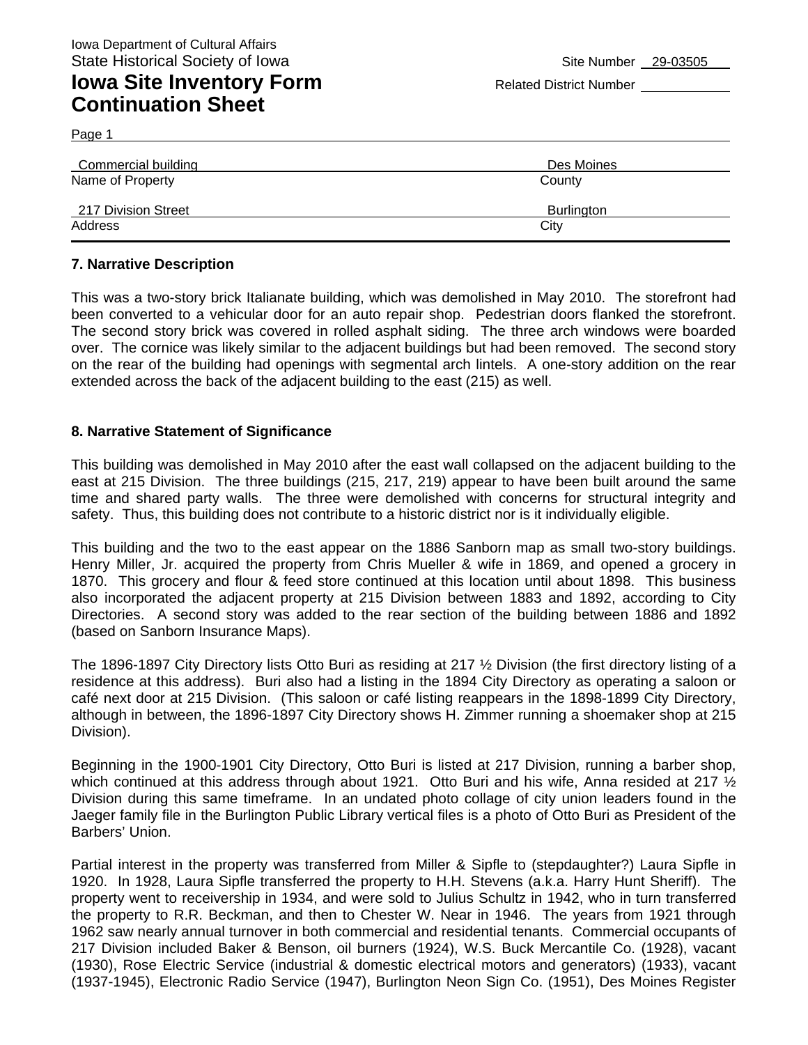Iowa Department of Cultural Affairs
State Historical Society of Iowa

Site Number 29-03505

# Iowa Site Inventory Form Continuation Sheet

Related District Number

Page 1

| Commercial building | Des Moines |
|---|---|
| Name of Property | County |
| 217 Division Street | Burlington |
| Address | City |

## 7. Narrative Description

This was a two-story brick Italianate building, which was demolished in May 2010. The storefront had been converted to a vehicular door for an auto repair shop. Pedestrian doors flanked the storefront. The second story brick was covered in rolled asphalt siding. The three arch windows were boarded over. The cornice was likely similar to the adjacent buildings but had been removed. The second story on the rear of the building had openings with segmental arch lintels. A one-story addition on the rear extended across the back of the adjacent building to the east (215) as well.

## 8. Narrative Statement of Significance

This building was demolished in May 2010 after the east wall collapsed on the adjacent building to the east at 215 Division. The three buildings (215, 217, 219) appear to have been built around the same time and shared party walls. The three were demolished with concerns for structural integrity and safety. Thus, this building does not contribute to a historic district nor is it individually eligible.

This building and the two to the east appear on the 1886 Sanborn map as small two-story buildings. Henry Miller, Jr. acquired the property from Chris Mueller & wife in 1869, and opened a grocery in 1870. This grocery and flour & feed store continued at this location until about 1898. This business also incorporated the adjacent property at 215 Division between 1883 and 1892, according to City Directories. A second story was added to the rear section of the building between 1886 and 1892 (based on Sanborn Insurance Maps).

The 1896-1897 City Directory lists Otto Buri as residing at 217 ½ Division (the first directory listing of a residence at this address). Buri also had a listing in the 1894 City Directory as operating a saloon or café next door at 215 Division. (This saloon or café listing reappears in the 1898-1899 City Directory, although in between, the 1896-1897 City Directory shows H. Zimmer running a shoemaker shop at 215 Division).

Beginning in the 1900-1901 City Directory, Otto Buri is listed at 217 Division, running a barber shop, which continued at this address through about 1921. Otto Buri and his wife, Anna resided at 217 ½ Division during this same timeframe. In an undated photo collage of city union leaders found in the Jaeger family file in the Burlington Public Library vertical files is a photo of Otto Buri as President of the Barbers' Union.

Partial interest in the property was transferred from Miller & Sipfle to (stepdaughter?) Laura Sipfle in 1920. In 1928, Laura Sipfle transferred the property to H.H. Stevens (a.k.a. Harry Hunt Sheriff). The property went to receivership in 1934, and were sold to Julius Schultz in 1942, who in turn transferred the property to R.R. Beckman, and then to Chester W. Near in 1946. The years from 1921 through 1962 saw nearly annual turnover in both commercial and residential tenants. Commercial occupants of 217 Division included Baker & Benson, oil burners (1924), W.S. Buck Mercantile Co. (1928), vacant (1930), Rose Electric Service (industrial & domestic electrical motors and generators) (1933), vacant (1937-1945), Electronic Radio Service (1947), Burlington Neon Sign Co. (1951), Des Moines Register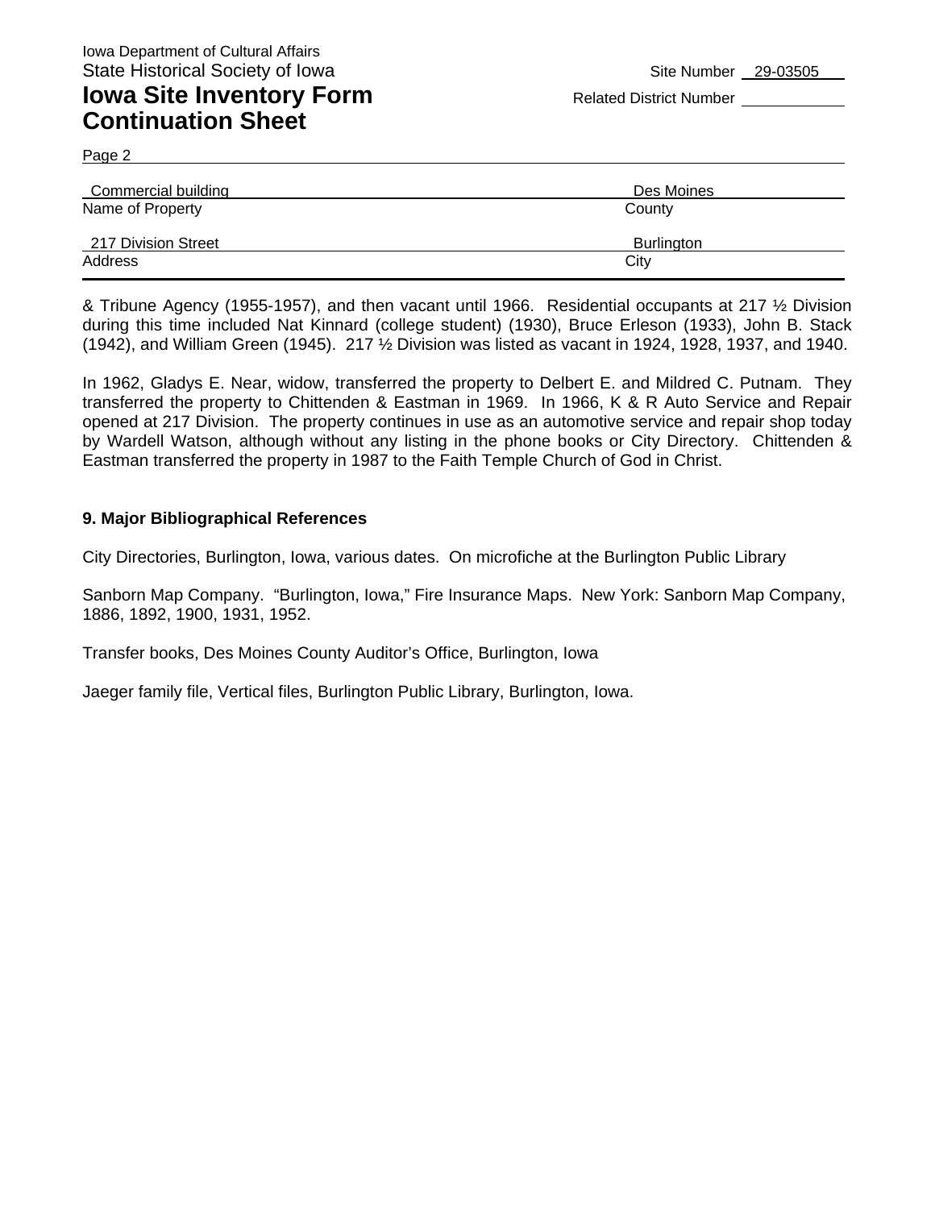Iowa Department of Cultural Affairs
State Historical Society of Iowa

Site Number 29-03505

# Iowa Site Inventory Form Continuation Sheet

Related District Number

Page 2

| Commercial building | Des Moines |
|---|---|
| Name of Property | County |
| 217 Division Street | Burlington |
| Address | City |

& Tribune Agency (1955-1957), and then vacant until 1966. Residential occupants at 217 ½ Division during this time included Nat Kinnard (college student) (1930), Bruce Erleson (1933), John B. Stack (1942), and William Green (1945). 217 ½ Division was listed as vacant in 1924, 1928, 1937, and 1940.

In 1962, Gladys E. Near, widow, transferred the property to Delbert E. and Mildred C. Putnam. They transferred the property to Chittenden & Eastman in 1969. In 1966, K & R Auto Service and Repair opened at 217 Division. The property continues in use as an automotive service and repair shop today by Wardell Watson, although without any listing in the phone books or City Directory. Chittenden & Eastman transferred the property in 1987 to the Faith Temple Church of God in Christ.

## 9. Major Bibliographical References

City Directories, Burlington, Iowa, various dates. On microfiche at the Burlington Public Library

Sanborn Map Company. "Burlington, Iowa," Fire Insurance Maps. New York: Sanborn Map Company, 1886, 1892, 1900, 1931, 1952.

Transfer books, Des Moines County Auditor's Office, Burlington, Iowa

Jaeger family file, Vertical files, Burlington Public Library, Burlington, Iowa.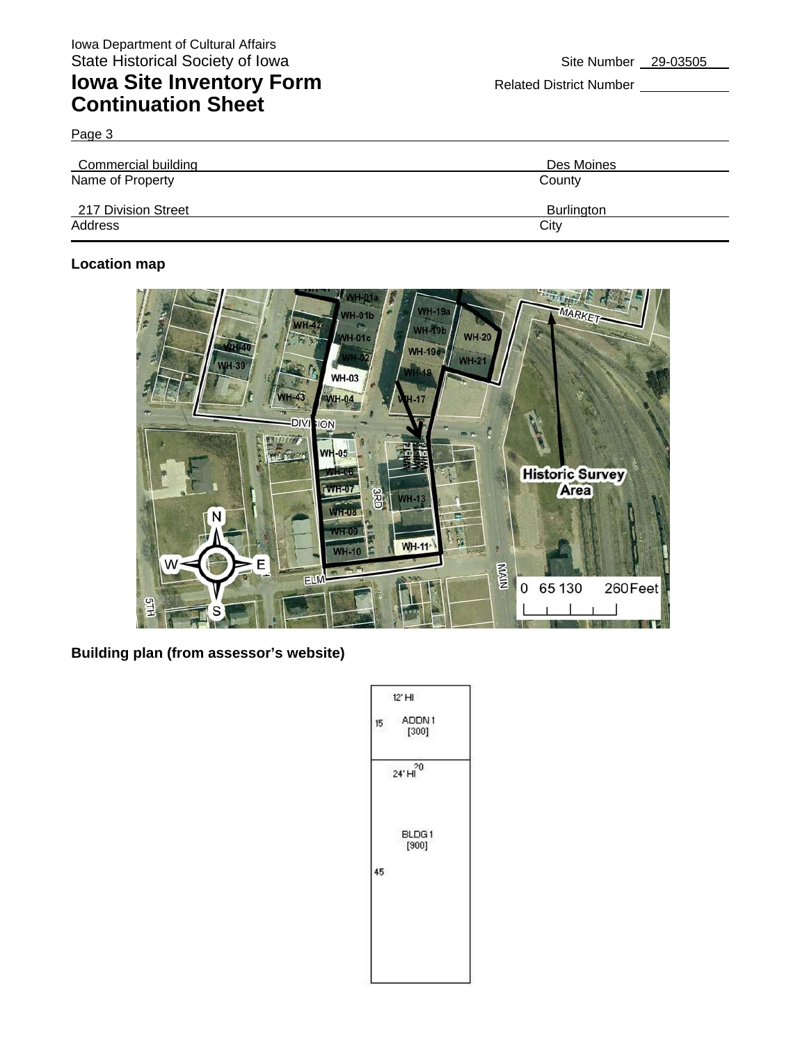Iowa Department of Cultural Affairs
State Historical Society of Iowa

# Iowa Site Inventory Form Continuation Sheet

Site Number 29-03505

Related District Number

Page 3

| Commercial building | Des Moines |
|---|---|
| Name of Property | County |
| 217 Division Street | Burlington |
| Address | City |

**Location map**

**Building plan (from assessor's website)**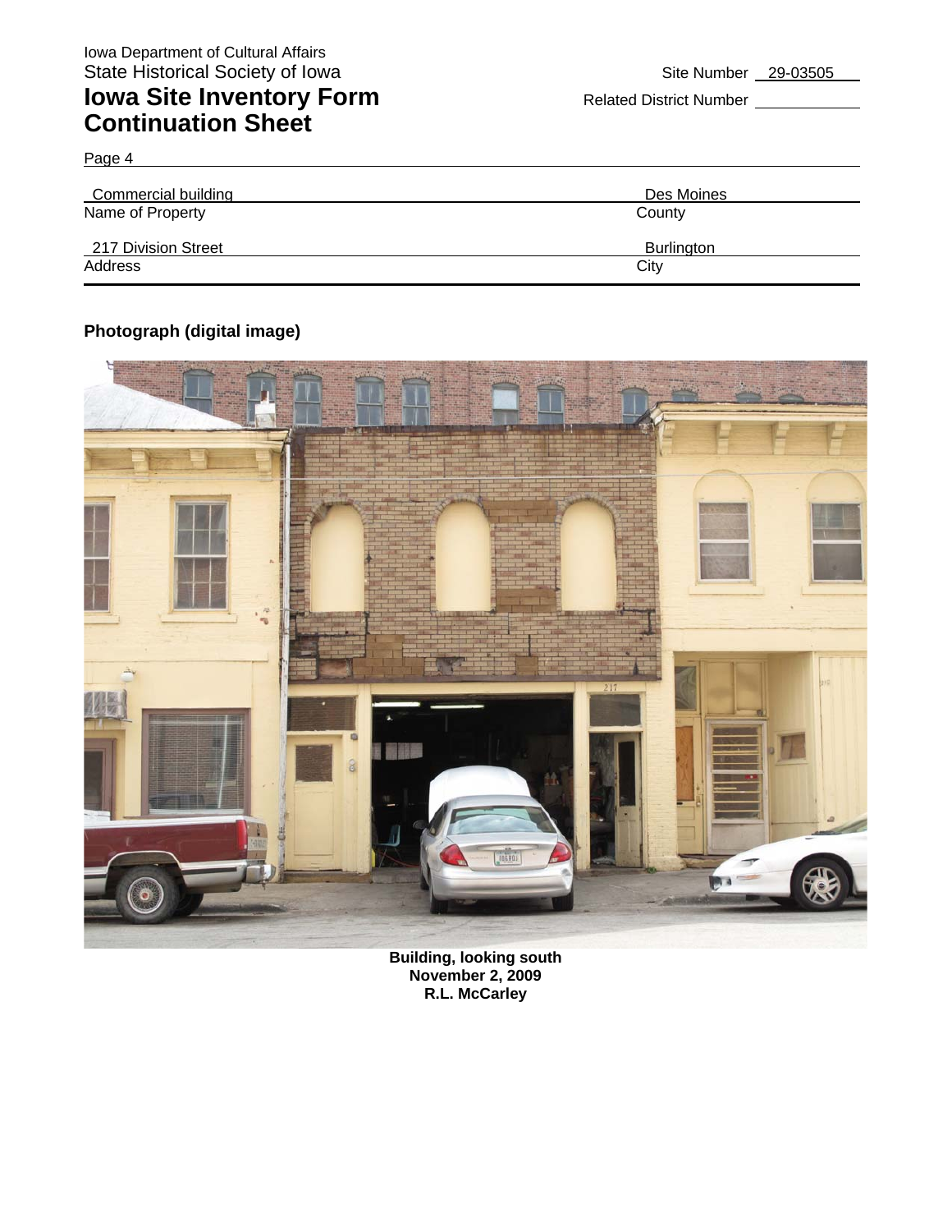Iowa Department of Cultural Affairs
State Historical Society of Iowa

# Iowa Site Inventory Form
## Continuation Sheet

Site Number 29-03505

Related District Number

Page 4

| Commercial building | Des Moines |
|---|---|
| Name of Property | County |
| 217 Division Street | Burlington |
| Address | City |

**Photograph (digital image)**

**Building, looking south**
**November 2, 2009**
**R.L. McCarley**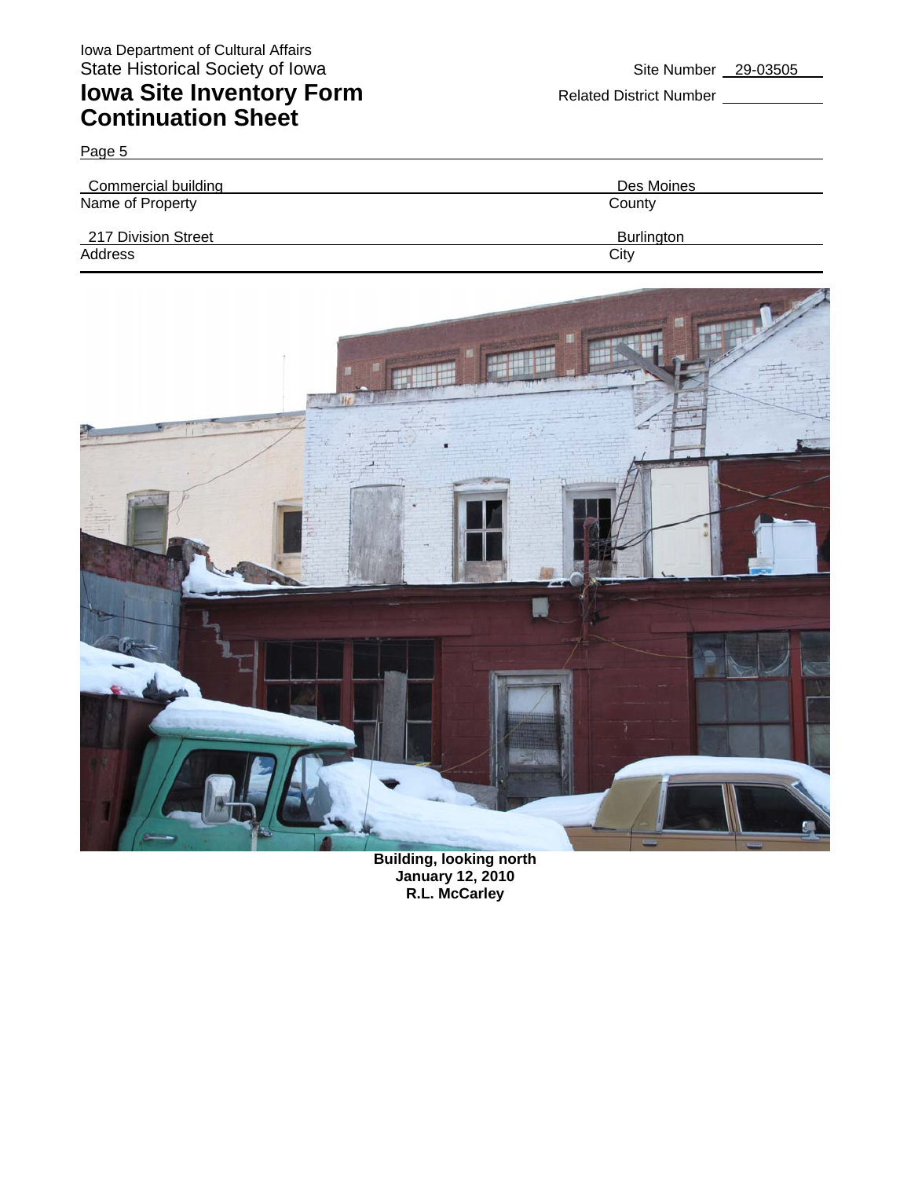Iowa Department of Cultural Affairs
State Historical Society of Iowa

# Iowa Site Inventory Form
# Continuation Sheet

Site Number 29-03505

Related District Number

Page 5

| | |
|---|---|
| Commercial building | Des Moines |
| Name of Property | County |
| 217 Division Street | Burlington |
| Address | City |

**Building, looking north**
**January 12, 2010**
**R.L. McCarley**